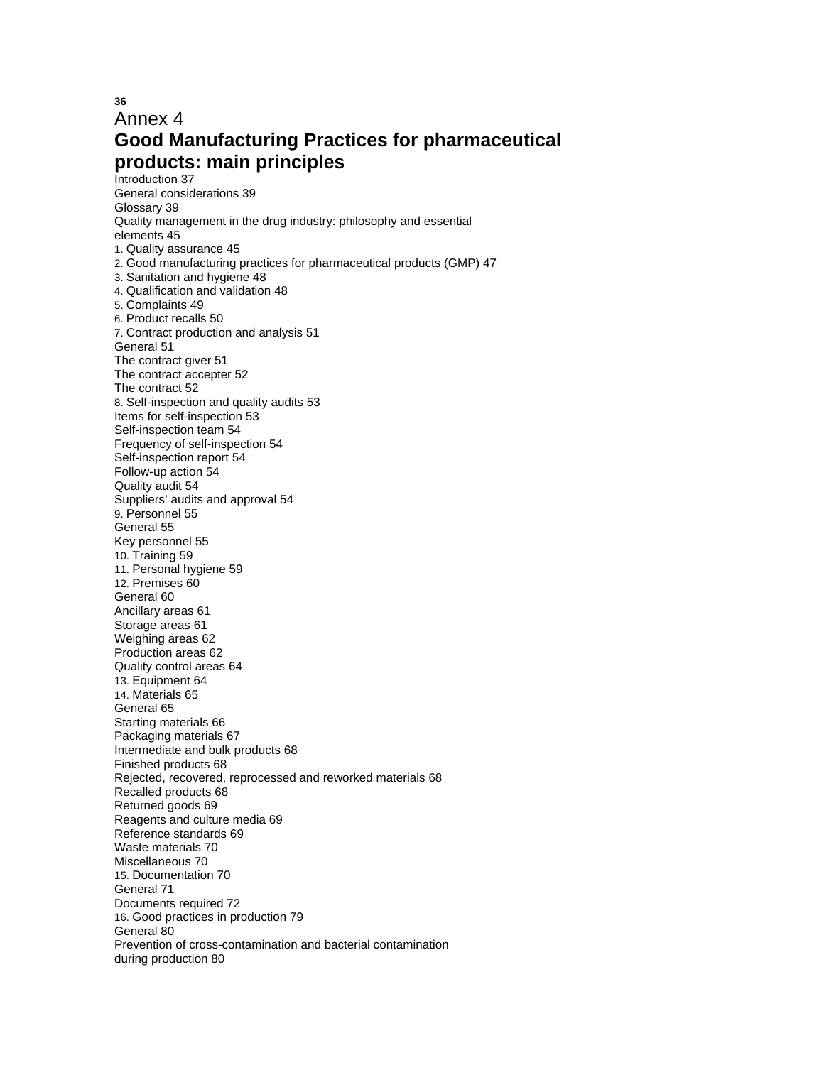# Annex 4

# Good Manufacturing Practices for pharmaceutical products: main principles

Introduction 37
General considerations 39
Glossary 39
Quality management in the drug industry: philosophy and essential elements 45
1. Quality assurance 45
2. Good manufacturing practices for pharmaceutical products (GMP) 47
3. Sanitation and hygiene 48
4. Qualification and validation 48
5. Complaints 49
6. Product recalls 50
7. Contract production and analysis 51
General 51
The contract giver 51
The contract accepter 52
The contract 52
8. Self-inspection and quality audits 53
Items for self-inspection 53
Self-inspection team 54
Frequency of self-inspection 54
Self-inspection report 54
Follow-up action 54
Quality audit 54
Suppliers' audits and approval 54
9. Personnel 55
General 55
Key personnel 55
10. Training 59
11. Personal hygiene 59
12. Premises 60
General 60
Ancillary areas 61
Storage areas 61
Weighing areas 62
Production areas 62
Quality control areas 64
13. Equipment 64
14. Materials 65
General 65
Starting materials 66
Packaging materials 67
Intermediate and bulk products 68
Finished products 68
Rejected, recovered, reprocessed and reworked materials 68
Recalled products 68
Returned goods 69
Reagents and culture media 69
Reference standards 69
Waste materials 70
Miscellaneous 70
15. Documentation 70
General 71
Documents required 72
16. Good practices in production 79
General 80
Prevention of cross-contamination and bacterial contamination during production 80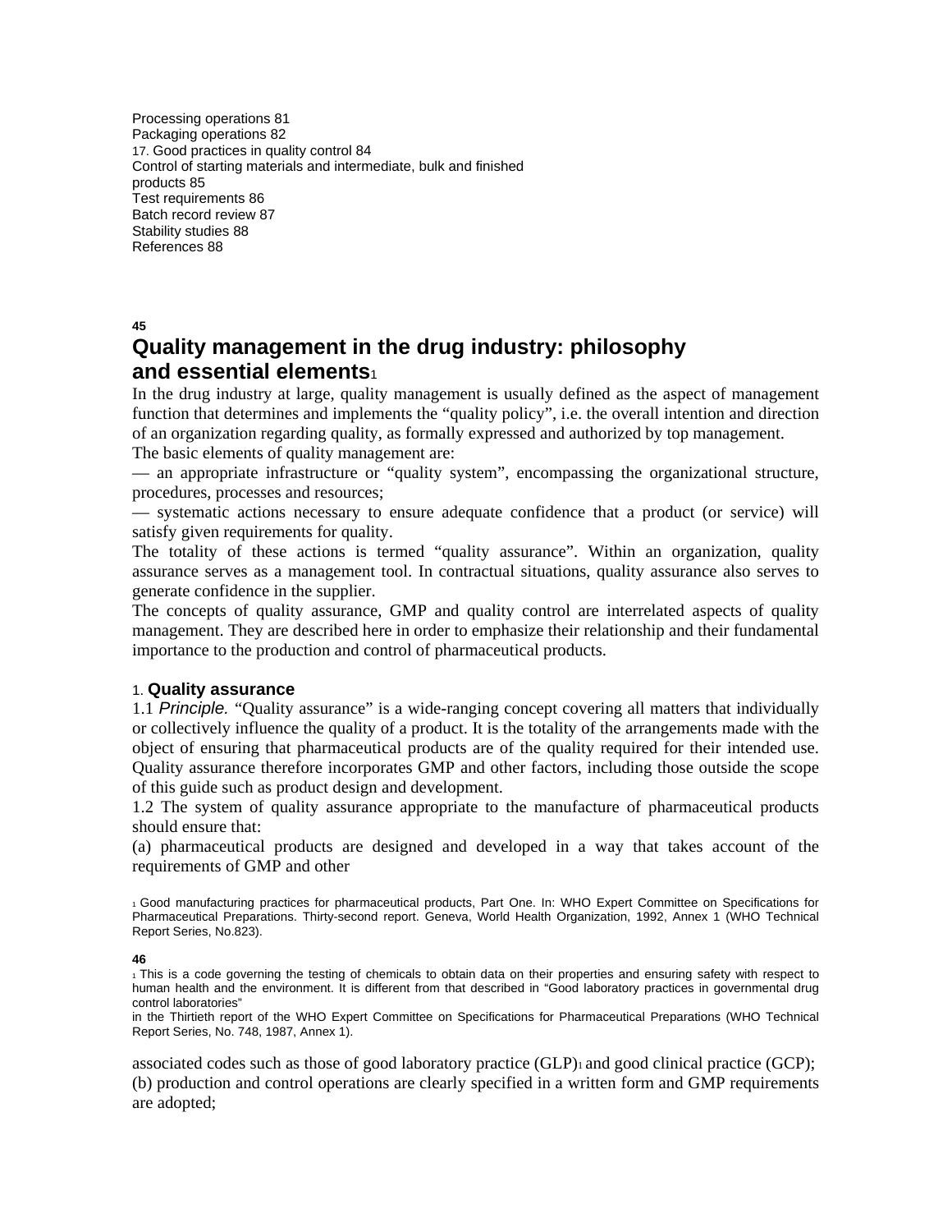Processing operations 81
Packaging operations 82
17. Good practices in quality control 84
Control of starting materials and intermediate, bulk and finished products 85
Test requirements 86
Batch record review 87
Stability studies 88
References 88

# Quality management in the drug industry: philosophy and essential elements[1]

In the drug industry at large, quality management is usually defined as the aspect of management function that determines and implements the "quality policy", i.e. the overall intention and direction of an organization regarding quality, as formally expressed and authorized by top management.

The basic elements of quality management are:

— an appropriate infrastructure or "quality system", encompassing the organizational structure, procedures, processes and resources;

— systematic actions necessary to ensure adequate confidence that a product (or service) will satisfy given requirements for quality.

The totality of these actions is termed "quality assurance". Within an organization, quality assurance serves as a management tool. In contractual situations, quality assurance also serves to generate confidence in the supplier.

The concepts of quality assurance, GMP and quality control are interrelated aspects of quality management. They are described here in order to emphasize their relationship and their fundamental importance to the production and control of pharmaceutical products.

## 1. Quality assurance

1.1 *Principle.* "Quality assurance" is a wide-ranging concept covering all matters that individually or collectively influence the quality of a product. It is the totality of the arrangements made with the object of ensuring that pharmaceutical products are of the quality required for their intended use. Quality assurance therefore incorporates GMP and other factors, including those outside the scope of this guide such as product design and development.

1.2 The system of quality assurance appropriate to the manufacture of pharmaceutical products should ensure that:

(a) pharmaceutical products are designed and developed in a way that takes account of the requirements of GMP and other associated codes such as those of good laboratory practice (GLP)[1] and good clinical practice (GCP);

(b) production and control operations are clearly specified in a written form and GMP requirements are adopted;

[1] Good manufacturing practices for pharmaceutical products, Part One. In: WHO Expert Committee on Specifications for Pharmaceutical Preparations. Thirty-second report. Geneva, World Health Organization, 1992, Annex 1 (WHO Technical Report Series, No.823).

[1] This is a code governing the testing of chemicals to obtain data on their properties and ensuring safety with respect to human health and the environment. It is different from that described in "Good laboratory practices in governmental drug control laboratories" in the Thirtieth report of the WHO Expert Committee on Specifications for Pharmaceutical Preparations (WHO Technical Report Series, No. 748, 1987, Annex 1).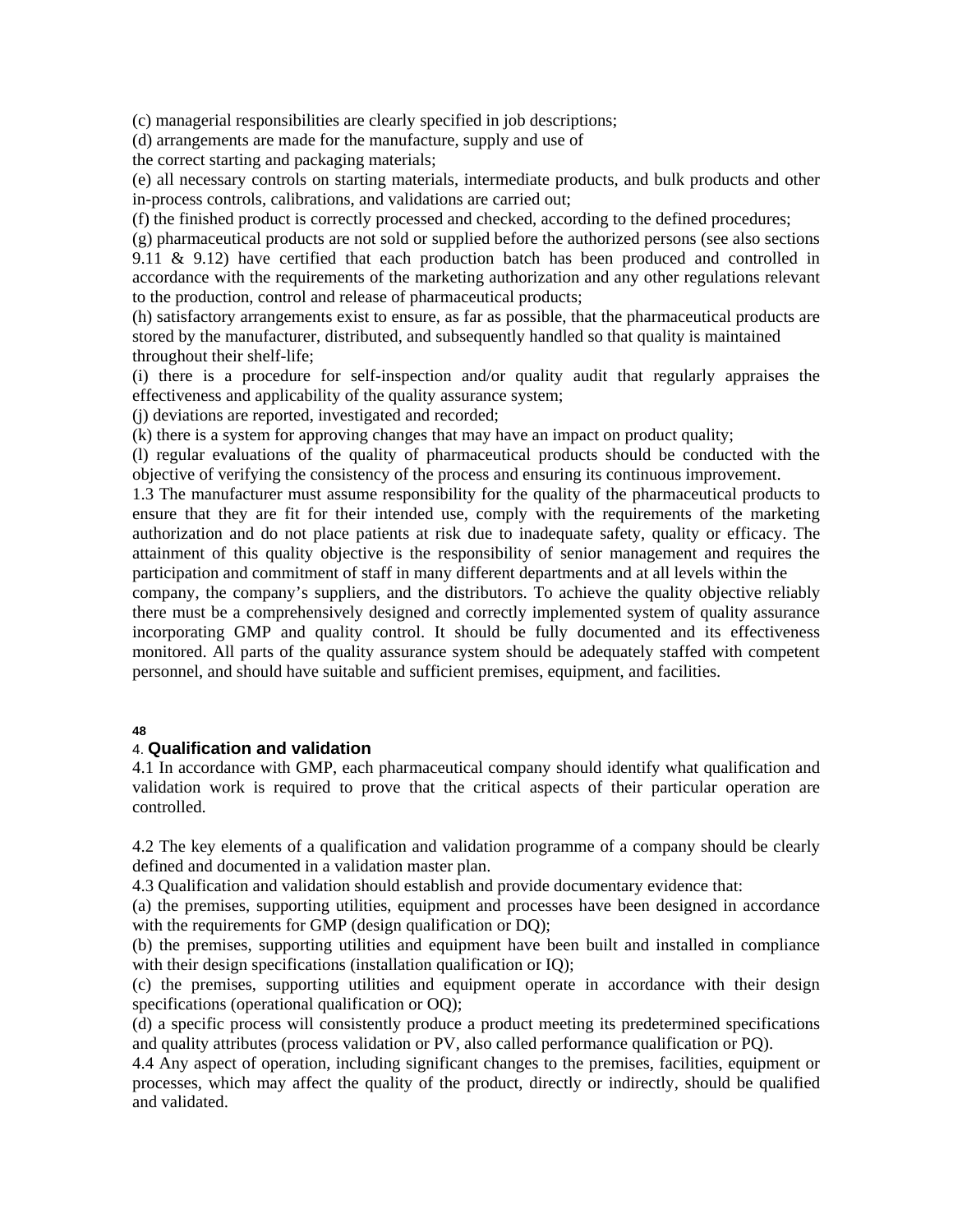(c) managerial responsibilities are clearly specified in job descriptions;
(d) arrangements are made for the manufacture, supply and use of
the correct starting and packaging materials;
(e) all necessary controls on starting materials, intermediate products, and bulk products and other in-process controls, calibrations, and validations are carried out;
(f) the finished product is correctly processed and checked, according to the defined procedures;
(g) pharmaceutical products are not sold or supplied before the authorized persons (see also sections 9.11 & 9.12) have certified that each production batch has been produced and controlled in accordance with the requirements of the marketing authorization and any other regulations relevant to the production, control and release of pharmaceutical products;
(h) satisfactory arrangements exist to ensure, as far as possible, that the pharmaceutical products are stored by the manufacturer, distributed, and subsequently handled so that quality is maintained throughout their shelf-life;
(i) there is a procedure for self-inspection and/or quality audit that regularly appraises the effectiveness and applicability of the quality assurance system;
(j) deviations are reported, investigated and recorded;
(k) there is a system for approving changes that may have an impact on product quality;
(l) regular evaluations of the quality of pharmaceutical products should be conducted with the objective of verifying the consistency of the process and ensuring its continuous improvement.

1.3 The manufacturer must assume responsibility for the quality of the pharmaceutical products to ensure that they are fit for their intended use, comply with the requirements of the marketing authorization and do not place patients at risk due to inadequate safety, quality or efficacy. The attainment of this quality objective is the responsibility of senior management and requires the participation and commitment of staff in many different departments and at all levels within the company, the company's suppliers, and the distributors. To achieve the quality objective reliably there must be a comprehensively designed and correctly implemented system of quality assurance incorporating GMP and quality control. It should be fully documented and its effectiveness monitored. All parts of the quality assurance system should be adequately staffed with competent personnel, and should have suitable and sufficient premises, equipment, and facilities.

## 4. Qualification and validation

4.1 In accordance with GMP, each pharmaceutical company should identify what qualification and validation work is required to prove that the critical aspects of their particular operation are controlled.

4.2 The key elements of a qualification and validation programme of a company should be clearly defined and documented in a validation master plan.

4.3 Qualification and validation should establish and provide documentary evidence that:
(a) the premises, supporting utilities, equipment and processes have been designed in accordance with the requirements for GMP (design qualification or DQ);
(b) the premises, supporting utilities and equipment have been built and installed in compliance with their design specifications (installation qualification or IQ);
(c) the premises, supporting utilities and equipment operate in accordance with their design specifications (operational qualification or OQ);
(d) a specific process will consistently produce a product meeting its predetermined specifications and quality attributes (process validation or PV, also called performance qualification or PQ).

4.4 Any aspect of operation, including significant changes to the premises, facilities, equipment or processes, which may affect the quality of the product, directly or indirectly, should be qualified and validated.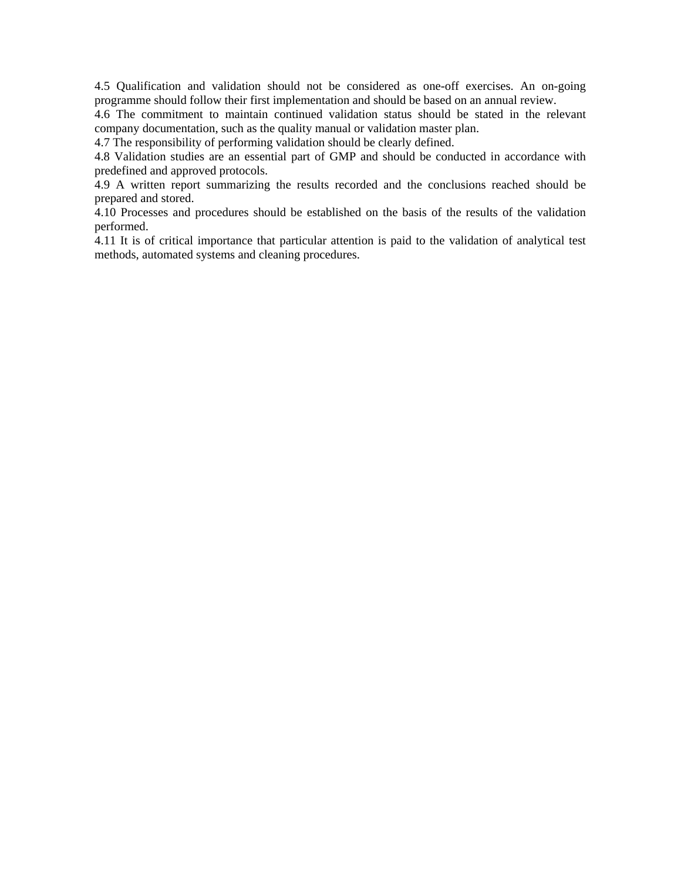4.5 Qualification and validation should not be considered as one-off exercises. An on-going programme should follow their first implementation and should be based on an annual review.

4.6 The commitment to maintain continued validation status should be stated in the relevant company documentation, such as the quality manual or validation master plan.

4.7 The responsibility of performing validation should be clearly defined.

4.8 Validation studies are an essential part of GMP and should be conducted in accordance with predefined and approved protocols.

4.9 A written report summarizing the results recorded and the conclusions reached should be prepared and stored.

4.10 Processes and procedures should be established on the basis of the results of the validation performed.

4.11 It is of critical importance that particular attention is paid to the validation of analytical test methods, automated systems and cleaning procedures.